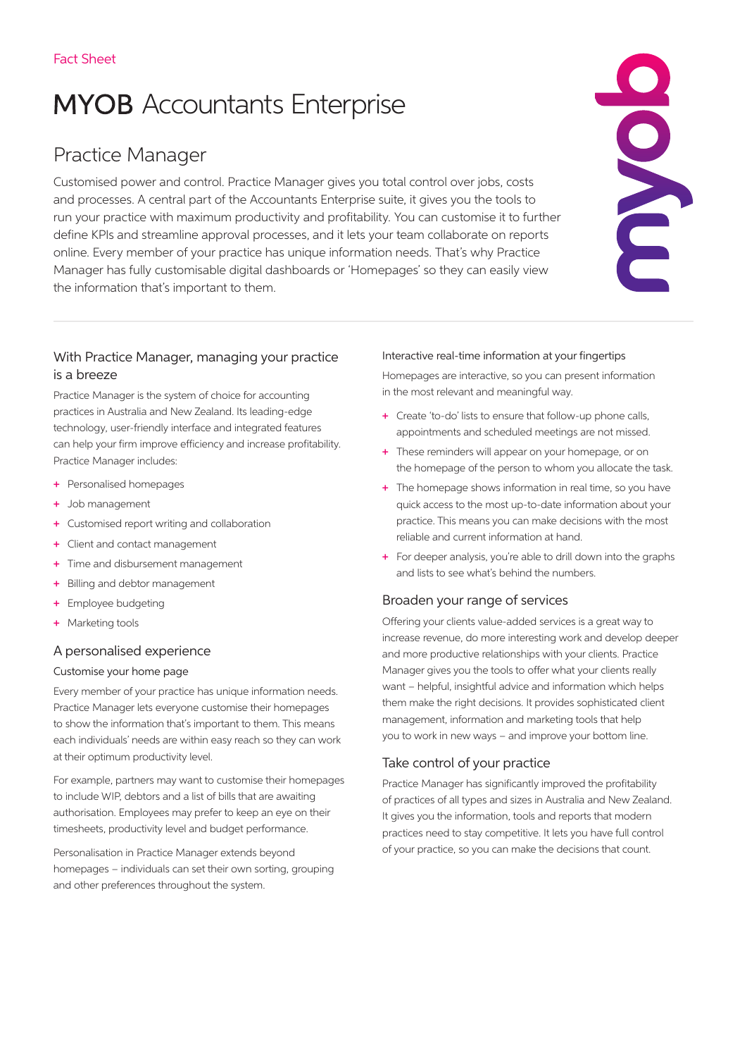Fact Sheet

# MYOB Accountants Enterprise

## Practice Manager

Customised power and control. Practice Manager gives you total control over jobs, costs and processes. A central part of the Accountants Enterprise suite, it gives you the tools to run your practice with maximum productivity and profitability. You can customise it to further define KPIs and streamline approval processes, and it lets your team collaborate on reports online. Every member of your practice has unique information needs. That's why Practice Manager has fully customisable digital dashboards or 'Homepages' so they can easily view the information that's important to them.

### With Practice Manager, managing your practice is a breeze

Practice Manager is the system of choice for accounting practices in Australia and New Zealand. Its leading-edge technology, user-friendly interface and integrated features can help your firm improve efficiency and increase profitability. Practice Manager includes:

+ Personalised homepages
+ Job management
+ Customised report writing and collaboration
+ Client and contact management
+ Time and disbursement management
+ Billing and debtor management
+ Employee budgeting
+ Marketing tools

### A personalised experience

#### Customise your home page

Every member of your practice has unique information needs. Practice Manager lets everyone customise their homepages to show the information that's important to them. This means each individuals' needs are within easy reach so they can work at their optimum productivity level.

For example, partners may want to customise their homepages to include WIP, debtors and a list of bills that are awaiting authorisation. Employees may prefer to keep an eye on their timesheets, productivity level and budget performance.

Personalisation in Practice Manager extends beyond homepages – individuals can set their own sorting, grouping and other preferences throughout the system.

#### Interactive real-time information at your fingertips

Homepages are interactive, so you can present information in the most relevant and meaningful way.

+ Create 'to-do' lists to ensure that follow-up phone calls, appointments and scheduled meetings are not missed.
+ These reminders will appear on your homepage, or on the homepage of the person to whom you allocate the task.
+ The homepage shows information in real time, so you have quick access to the most up-to-date information about your practice. This means you can make decisions with the most reliable and current information at hand.
+ For deeper analysis, you're able to drill down into the graphs and lists to see what's behind the numbers.

### Broaden your range of services

Offering your clients value-added services is a great way to increase revenue, do more interesting work and develop deeper and more productive relationships with your clients. Practice Manager gives you the tools to offer what your clients really want – helpful, insightful advice and information which helps them make the right decisions. It provides sophisticated client management, information and marketing tools that help you to work in new ways – and improve your bottom line.

### Take control of your practice

Practice Manager has significantly improved the profitability of practices of all types and sizes in Australia and New Zealand. It gives you the information, tools and reports that modern practices need to stay competitive. It lets you have full control of your practice, so you can make the decisions that count.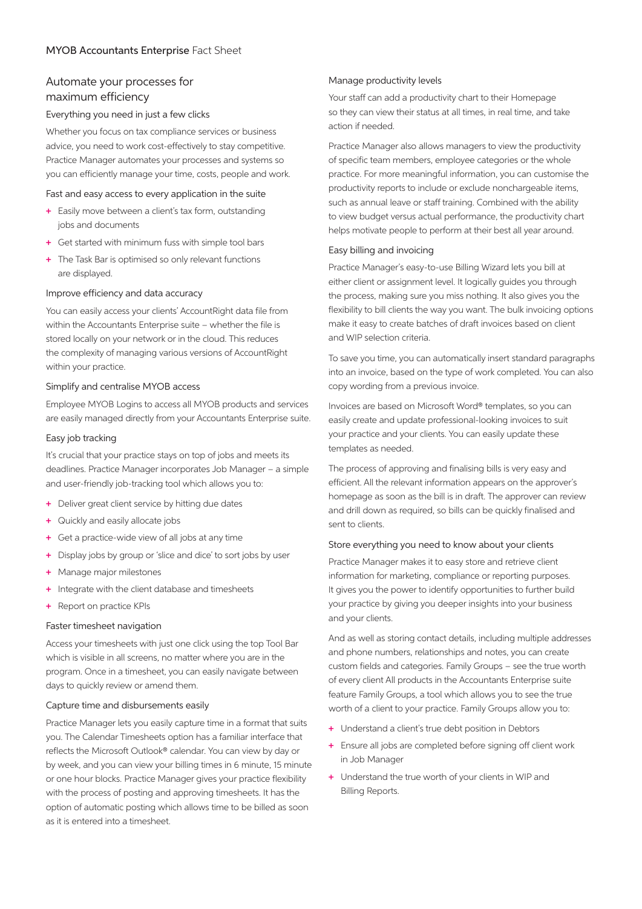## Automate your processes for maximum efficiency

### Everything you need in just a few clicks

Whether you focus on tax compliance services or business advice, you need to work cost-effectively to stay competitive. Practice Manager automates your processes and systems so you can efficiently manage your time, costs, people and work.

### Fast and easy access to every application in the suite

- Easily move between a client's tax form, outstanding jobs and documents
- Get started with minimum fuss with simple tool bars
- The Task Bar is optimised so only relevant functions are displayed.

### Improve efficiency and data accuracy

You can easily access your clients' AccountRight data file from within the Accountants Enterprise suite – whether the file is stored locally on your network or in the cloud. This reduces the complexity of managing various versions of AccountRight within your practice.

### Simplify and centralise MYOB access

Employee MYOB Logins to access all MYOB products and services are easily managed directly from your Accountants Enterprise suite.

### Easy job tracking

It's crucial that your practice stays on top of jobs and meets its deadlines. Practice Manager incorporates Job Manager – a simple and user-friendly job-tracking tool which allows you to:

- Deliver great client service by hitting due dates
- Quickly and easily allocate jobs
- Get a practice-wide view of all jobs at any time
- Display jobs by group or 'slice and dice' to sort jobs by user
- Manage major milestones
- Integrate with the client database and timesheets
- Report on practice KPIs

### Faster timesheet navigation

Access your timesheets with just one click using the top Tool Bar which is visible in all screens, no matter where you are in the program. Once in a timesheet, you can easily navigate between days to quickly review or amend them.

### Capture time and disbursements easily

Practice Manager lets you easily capture time in a format that suits you. The Calendar Timesheets option has a familiar interface that reflects the Microsoft Outlook® calendar. You can view by day or by week, and you can view your billing times in 6 minute, 15 minute or one hour blocks. Practice Manager gives your practice flexibility with the process of posting and approving timesheets. It has the option of automatic posting which allows time to be billed as soon as it is entered into a timesheet.

### Manage productivity levels

Your staff can add a productivity chart to their Homepage so they can view their status at all times, in real time, and take action if needed.

Practice Manager also allows managers to view the productivity of specific team members, employee categories or the whole practice. For more meaningful information, you can customise the productivity reports to include or exclude nonchargeable items, such as annual leave or staff training. Combined with the ability to view budget versus actual performance, the productivity chart helps motivate people to perform at their best all year around.

### Easy billing and invoicing

Practice Manager's easy-to-use Billing Wizard lets you bill at either client or assignment level. It logically guides you through the process, making sure you miss nothing. It also gives you the flexibility to bill clients the way you want. The bulk invoicing options make it easy to create batches of draft invoices based on client and WIP selection criteria.

To save you time, you can automatically insert standard paragraphs into an invoice, based on the type of work completed. You can also copy wording from a previous invoice.

Invoices are based on Microsoft Word® templates, so you can easily create and update professional-looking invoices to suit your practice and your clients. You can easily update these templates as needed.

The process of approving and finalising bills is very easy and efficient. All the relevant information appears on the approver's homepage as soon as the bill is in draft. The approver can review and drill down as required, so bills can be quickly finalised and sent to clients.

### Store everything you need to know about your clients

Practice Manager makes it to easy store and retrieve client information for marketing, compliance or reporting purposes. It gives you the power to identify opportunities to further build your practice by giving you deeper insights into your business and your clients.

And as well as storing contact details, including multiple addresses and phone numbers, relationships and notes, you can create custom fields and categories. Family Groups – see the true worth of every client All products in the Accountants Enterprise suite feature Family Groups, a tool which allows you to see the true worth of a client to your practice. Family Groups allow you to:

- Understand a client's true debt position in Debtors
- Ensure all jobs are completed before signing off client work in Job Manager
- Understand the true worth of your clients in WIP and Billing Reports.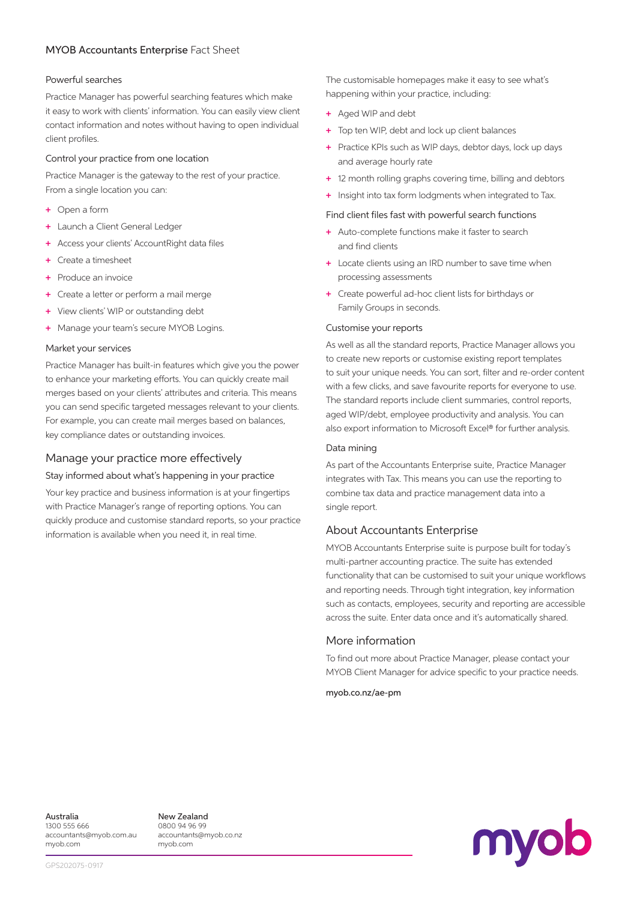### Powerful searches

Practice Manager has powerful searching features which make it easy to work with clients' information. You can easily view client contact information and notes without having to open individual client profiles.

### Control your practice from one location

Practice Manager is the gateway to the rest of your practice. From a single location you can:

- Open a form
- Launch a Client General Ledger
- Access your clients' AccountRight data files
- Create a timesheet
- Produce an invoice
- Create a letter or perform a mail merge
- View clients' WIP or outstanding debt
- Manage your team's secure MYOB Logins.

### Market your services

Practice Manager has built-in features which give you the power to enhance your marketing efforts. You can quickly create mail merges based on your clients' attributes and criteria. This means you can send specific targeted messages relevant to your clients. For example, you can create mail merges based on balances, key compliance dates or outstanding invoices.

## Manage your practice more effectively

### Stay informed about what's happening in your practice

Your key practice and business information is at your fingertips with Practice Manager's range of reporting options. You can quickly produce and customise standard reports, so your practice information is available when you need it, in real time.

The customisable homepages make it easy to see what's happening within your practice, including:

- Aged WIP and debt
- Top ten WIP, debt and lock up client balances
- Practice KPIs such as WIP days, debtor days, lock up days and average hourly rate
- 12 month rolling graphs covering time, billing and debtors
- Insight into tax form lodgments when integrated to Tax.

### Find client files fast with powerful search functions

- Auto-complete functions make it faster to search and find clients
- Locate clients using an IRD number to save time when processing assessments
- Create powerful ad-hoc client lists for birthdays or Family Groups in seconds.

### Customise your reports

As well as all the standard reports, Practice Manager allows you to create new reports or customise existing report templates to suit your unique needs. You can sort, filter and re-order content with a few clicks, and save favourite reports for everyone to use. The standard reports include client summaries, control reports, aged WIP/debt, employee productivity and analysis. You can also export information to Microsoft Excel® for further analysis.

### Data mining

As part of the Accountants Enterprise suite, Practice Manager integrates with Tax. This means you can use the reporting to combine tax data and practice management data into a single report.

## About Accountants Enterprise

MYOB Accountants Enterprise suite is purpose built for today's multi-partner accounting practice. The suite has extended functionality that can be customised to suit your unique workflows and reporting needs. Through tight integration, key information such as contacts, employees, security and reporting are accessible across the suite. Enter data once and it's automatically shared.

## More information

To find out more about Practice Manager, please contact your MYOB Client Manager for advice specific to your practice needs.

myob.co.nz/ae-pm

**Australia**
1300 555 666
accountants@myob.com.au
myob.com

**New Zealand**
0800 94 96 99
accountants@myob.co.nz
myob.com

GPS202075-0917